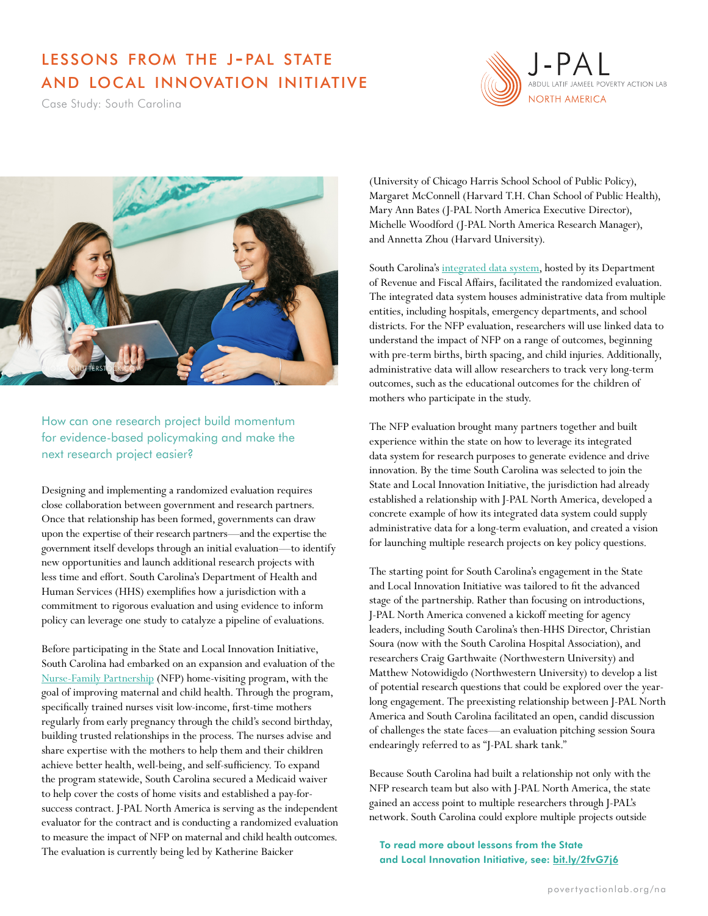# LESSONS FROM THE J-PAL STATE AND LOCAL INNOVATION INITIATIVE

Case Study: South Carolina

## How can one research project build momentum for evidence-based policymaking and make the next research project easier?

Designing and implementing a randomized evaluation requires close collaboration between government and research partners. Once that relationship has been formed, governments can draw upon the expertise of their research partners—and the expertise the government itself develops through an initial evaluation—to identify new opportunities and launch additional research projects with less time and effort. South Carolina's Department of Health and Human Services (HHS) exemplifies how a jurisdiction with a commitment to rigorous evaluation and using evidence to inform policy can leverage one study to catalyze a pipeline of evaluations.

Before participating in the State and Local Innovation Initiative, South Carolina had embarked on an expansion and evaluation of the Nurse-Family Partnership (NFP) home-visiting program, with the goal of improving maternal and child health. Through the program, specifically trained nurses visit low-income, first-time mothers regularly from early pregnancy through the child's second birthday, building trusted relationships in the process. The nurses advise and share expertise with the mothers to help them and their children achieve better health, well-being, and self-sufficiency. To expand the program statewide, South Carolina secured a Medicaid waiver to help cover the costs of home visits and established a pay-for-success contract. J-PAL North America is serving as the independent evaluator for the contract and is conducting a randomized evaluation to measure the impact of NFP on maternal and child health outcomes. The evaluation is currently being led by Katherine Baicker (University of Chicago Harris School School of Public Policy), Margaret McConnell (Harvard T.H. Chan School of Public Health), Mary Ann Bates (J-PAL North America Executive Director), Michelle Woodford (J-PAL North America Research Manager), and Annetta Zhou (Harvard University).

South Carolina's integrated data system, hosted by its Department of Revenue and Fiscal Affairs, facilitated the randomized evaluation. The integrated data system houses administrative data from multiple entities, including hospitals, emergency departments, and school districts. For the NFP evaluation, researchers will use linked data to understand the impact of NFP on a range of outcomes, beginning with pre-term births, birth spacing, and child injuries. Additionally, administrative data will allow researchers to track very long-term outcomes, such as the educational outcomes for the children of mothers who participate in the study.

The NFP evaluation brought many partners together and built experience within the state on how to leverage its integrated data system for research purposes to generate evidence and drive innovation. By the time South Carolina was selected to join the State and Local Innovation Initiative, the jurisdiction had already established a relationship with J-PAL North America, developed a concrete example of how its integrated data system could supply administrative data for a long-term evaluation, and created a vision for launching multiple research projects on key policy questions.

The starting point for South Carolina's engagement in the State and Local Innovation Initiative was tailored to fit the advanced stage of the partnership. Rather than focusing on introductions, J-PAL North America convened a kickoff meeting for agency leaders, including South Carolina's then-HHS Director, Christian Soura (now with the South Carolina Hospital Association), and researchers Craig Garthwaite (Northwestern University) and Matthew Notowidigdo (Northwestern University) to develop a list of potential research questions that could be explored over the year-long engagement. The preexisting relationship between J-PAL North America and South Carolina facilitated an open, candid discussion of challenges the state faces—an evaluation pitching session Soura endearingly referred to as "J-PAL shark tank."

Because South Carolina had built a relationship not only with the NFP research team but also with J-PAL North America, the state gained an access point to multiple researchers through J-PAL's network. South Carolina could explore multiple projects outside

**To read more about lessons from the State and Local Innovation Initiative, see: bit.ly/2fvG7j6**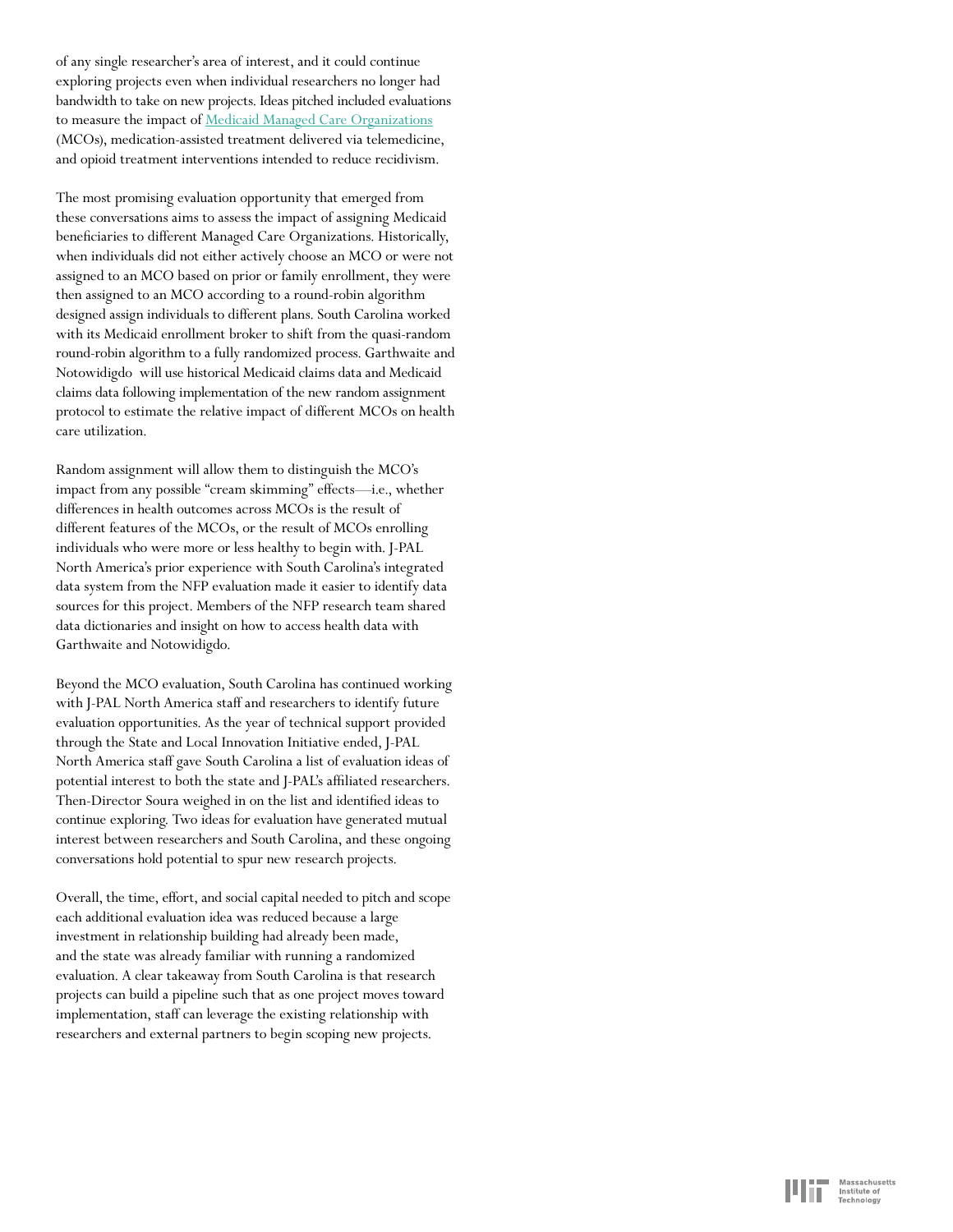of any single researcher's area of interest, and it could continue exploring projects even when individual researchers no longer had bandwidth to take on new projects. Ideas pitched included evaluations to measure the impact of [Medicaid Managed Care Organizations](#) (MCOs), medication-assisted treatment delivered via telemedicine, and opioid treatment interventions intended to reduce recidivism.

The most promising evaluation opportunity that emerged from these conversations aims to assess the impact of assigning Medicaid beneficiaries to different Managed Care Organizations. Historically, when individuals did not either actively choose an MCO or were not assigned to an MCO based on prior or family enrollment, they were then assigned to an MCO according to a round-robin algorithm designed assign individuals to different plans. South Carolina worked with its Medicaid enrollment broker to shift from the quasi-random round-robin algorithm to a fully randomized process. Garthwaite and Notowidigdo will use historical Medicaid claims data and Medicaid claims data following implementation of the new random assignment protocol to estimate the relative impact of different MCOs on health care utilization.

Random assignment will allow them to distinguish the MCO's impact from any possible "cream skimming" effects—i.e., whether differences in health outcomes across MCOs is the result of different features of the MCOs, or the result of MCOs enrolling individuals who were more or less healthy to begin with. J-PAL North America's prior experience with South Carolina's integrated data system from the NFP evaluation made it easier to identify data sources for this project. Members of the NFP research team shared data dictionaries and insight on how to access health data with Garthwaite and Notowidigdo.

Beyond the MCO evaluation, South Carolina has continued working with J-PAL North America staff and researchers to identify future evaluation opportunities. As the year of technical support provided through the State and Local Innovation Initiative ended, J-PAL North America staff gave South Carolina a list of evaluation ideas of potential interest to both the state and J-PAL's affiliated researchers. Then-Director Soura weighed in on the list and identified ideas to continue exploring. Two ideas for evaluation have generated mutual interest between researchers and South Carolina, and these ongoing conversations hold potential to spur new research projects.

Overall, the time, effort, and social capital needed to pitch and scope each additional evaluation idea was reduced because a large investment in relationship building had already been made, and the state was already familiar with running a randomized evaluation. A clear takeaway from South Carolina is that research projects can build a pipeline such that as one project moves toward implementation, staff can leverage the existing relationship with researchers and external partners to begin scoping new projects.